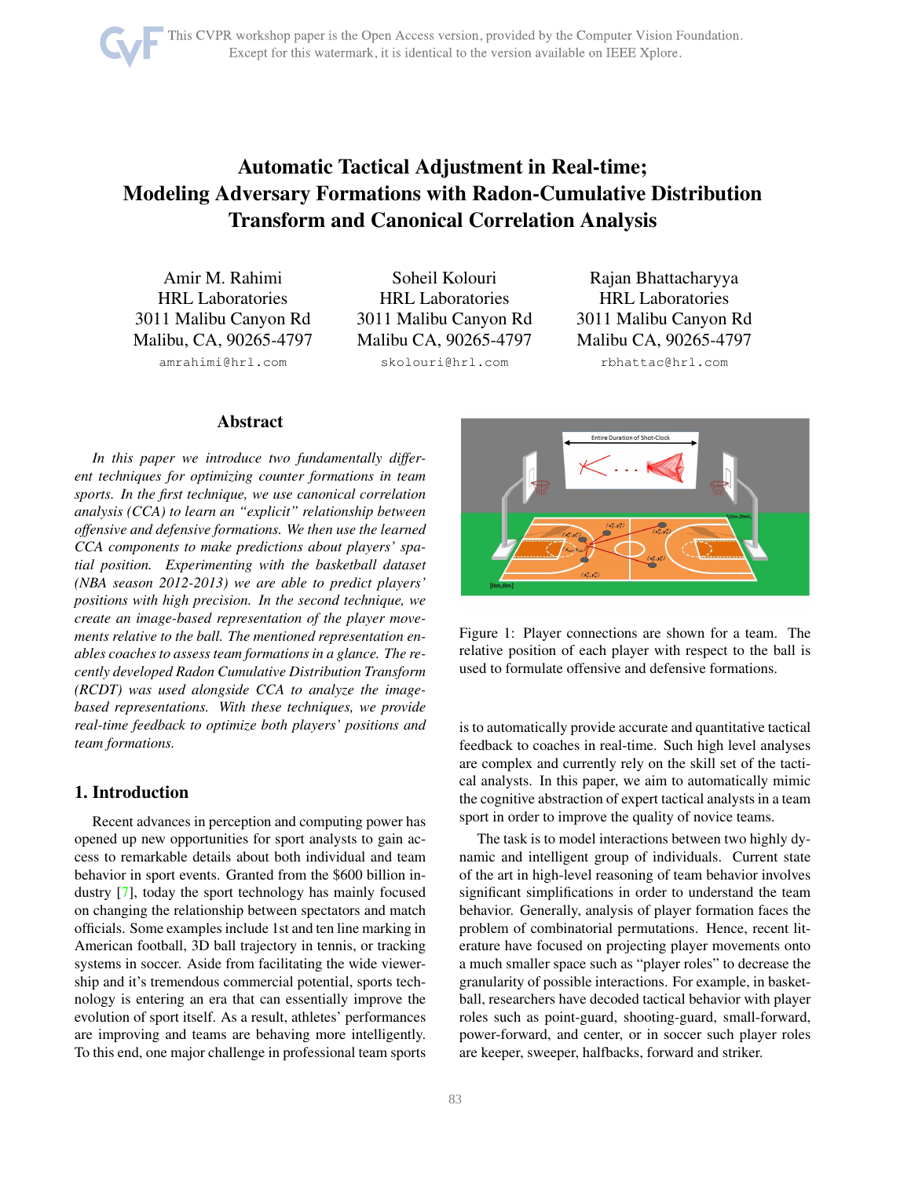# Automatic Tactical Adjustment in Real-time; Modeling Adversary Formations with Radon-Cumulative Distribution Transform and Canonical Correlation Analysis

Amir M. Rahimi
HRL Laboratories
3011 Malibu Canyon Rd
Malibu, CA, 90265-4797
amrahimi@hrl.com

Soheil Kolouri
HRL Laboratories
3011 Malibu Canyon Rd
Malibu CA, 90265-4797
skolouri@hrl.com

Rajan Bhattacharyya
HRL Laboratories
3011 Malibu Canyon Rd
Malibu CA, 90265-4797
rbhattac@hrl.com

## Abstract

*In this paper we introduce two fundamentally different techniques for optimizing counter formations in team sports. In the first technique, we use canonical correlation analysis (CCA) to learn an "explicit" relationship between offensive and defensive formations. We then use the learned CCA components to make predictions about players' spatial position. Experimenting with the basketball dataset (NBA season 2012-2013) we are able to predict players' positions with high precision. In the second technique, we create an image-based representation of the player movements relative to the ball. The mentioned representation enables coaches to assess team formations in a glance. The recently developed Radon Cumulative Distribution Transform (RCDT) was used alongside CCA to analyze the image-based representations. With these techniques, we provide real-time feedback to optimize both players' positions and team formations.*

## 1. Introduction

Recent advances in perception and computing power has opened up new opportunities for sport analysts to gain access to remarkable details about both individual and team behavior in sport events. Granted from the $600 billion industry [7], today the sport technology has mainly focused on changing the relationship between spectators and match officials. Some examples include 1st and ten line marking in American football, 3D ball trajectory in tennis, or tracking systems in soccer. Aside from facilitating the wide viewership and it's tremendous commercial potential, sports technology is entering an era that can essentially improve the evolution of sport itself. As a result, athletes' performances are improving and teams are behaving more intelligently. To this end, one major challenge in professional team sports is to automatically provide accurate and quantitative tactical feedback to coaches in real-time. Such high level analyses are complex and currently rely on the skill set of the tactical analysts. In this paper, we aim to automatically mimic the cognitive abstraction of expert tactical analysts in a team sport in order to improve the quality of novice teams.

Figure 1: Player connections are shown for a team. The relative position of each player with respect to the ball is used to formulate offensive and defensive formations.

The task is to model interactions between two highly dynamic and intelligent group of individuals. Current state of the art in high-level reasoning of team behavior involves significant simplifications in order to understand the team behavior. Generally, analysis of player formation faces the problem of combinatorial permutations. Hence, recent literature have focused on projecting player movements onto a much smaller space such as "player roles" to decrease the granularity of possible interactions. For example, in basketball, researchers have decoded tactical behavior with player roles such as point-guard, shooting-guard, small-forward, power-forward, and center, or in soccer such player roles are keeper, sweeper, halfbacks, forward and striker.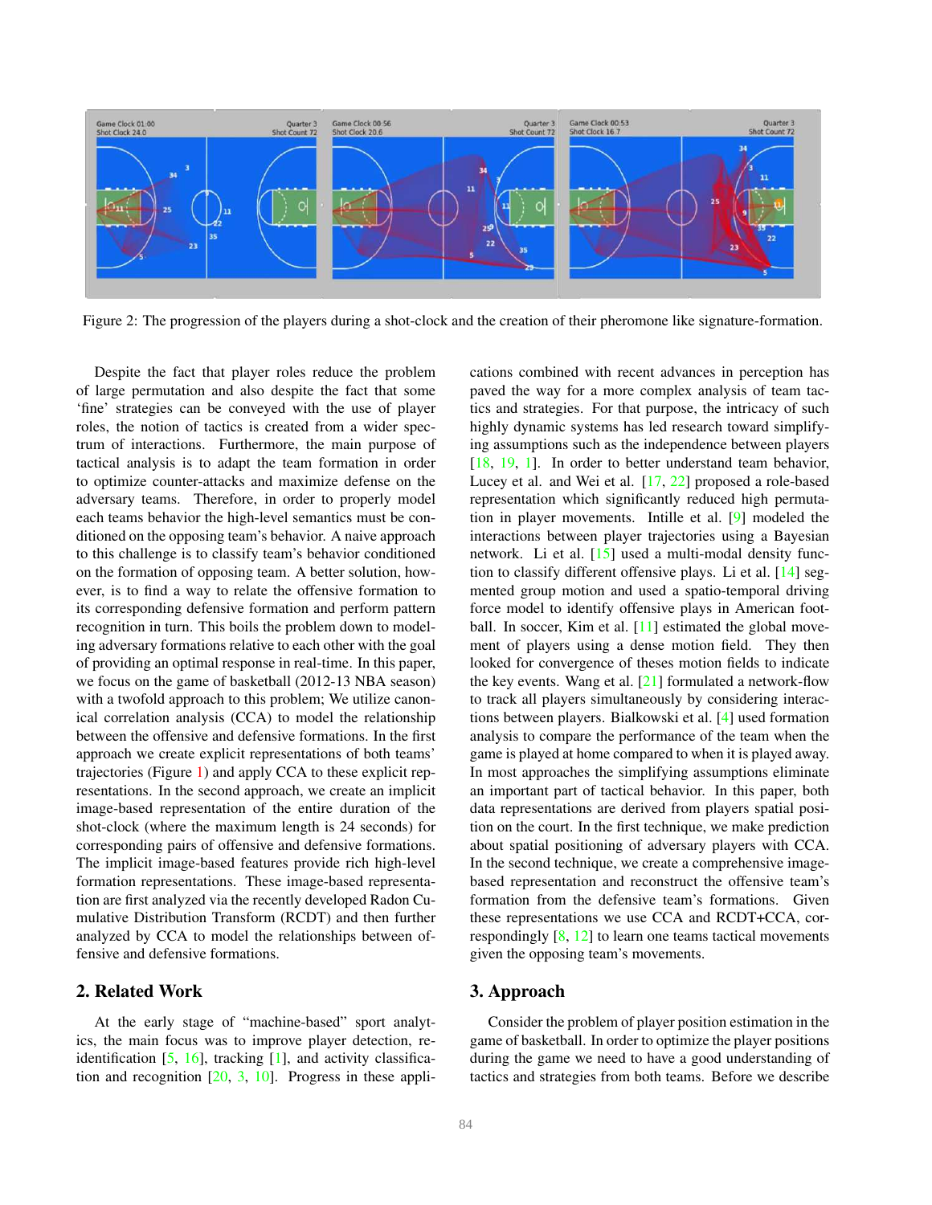Figure 2: The progression of the players during a shot-clock and the creation of their pheromone like signature-formation.

Despite the fact that player roles reduce the problem of large permutation and also despite the fact that some 'fine' strategies can be conveyed with the use of player roles, the notion of tactics is created from a wider spectrum of interactions. Furthermore, the main purpose of tactical analysis is to adapt the team formation in order to optimize counter-attacks and maximize defense on the adversary teams. Therefore, in order to properly model each teams behavior the high-level semantics must be conditioned on the opposing team's behavior. A naive approach to this challenge is to classify team's behavior conditioned on the formation of opposing team. A better solution, however, is to find a way to relate the offensive formation to its corresponding defensive formation and perform pattern recognition in turn. This boils the problem down to modeling adversary formations relative to each other with the goal of providing an optimal response in real-time. In this paper, we focus on the game of basketball (2012-13 NBA season) with a twofold approach to this problem; We utilize canonical correlation analysis (CCA) to model the relationship between the offensive and defensive formations. In the first approach we create explicit representations of both teams' trajectories (Figure 1) and apply CCA to these explicit representations. In the second approach, we create an implicit image-based representation of the entire duration of the shot-clock (where the maximum length is 24 seconds) for corresponding pairs of offensive and defensive formations. The implicit image-based features provide rich high-level formation representations. These image-based representation are first analyzed via the recently developed Radon Cumulative Distribution Transform (RCDT) and then further analyzed by CCA to model the relationships between offensive and defensive formations.

## 2. Related Work

At the early stage of "machine-based" sport analytics, the main focus was to improve player detection, re-identification [5, 16], tracking [1], and activity classification and recognition [20, 3, 10]. Progress in these applications combined with recent advances in perception has paved the way for a more complex analysis of team tactics and strategies. For that purpose, the intricacy of such highly dynamic systems has led research toward simplifying assumptions such as the independence between players [18, 19, 1]. In order to better understand team behavior, Lucey et al. and Wei et al. [17, 22] proposed a role-based representation which significantly reduced high permutation in player movements. Intille et al. [9] modeled the interactions between player trajectories using a Bayesian network. Li et al. [15] used a multi-modal density function to classify different offensive plays. Li et al. [14] segmented group motion and used a spatio-temporal driving force model to identify offensive plays in American football. In soccer, Kim et al. [11] estimated the global movement of players using a dense motion field. They then looked for convergence of theses motion fields to indicate the key events. Wang et al. [21] formulated a network-flow to track all players simultaneously by considering interactions between players. Bialkowski et al. [4] used formation analysis to compare the performance of the team when the game is played at home compared to when it is played away. In most approaches the simplifying assumptions eliminate an important part of tactical behavior. In this paper, both data representations are derived from players spatial position on the court. In the first technique, we make prediction about spatial positioning of adversary players with CCA. In the second technique, we create a comprehensive image-based representation and reconstruct the offensive team's formation from the defensive team's formations. Given these representations we use CCA and RCDT+CCA, correspondingly [8, 12] to learn one teams tactical movements given the opposing team's movements.

## 3. Approach

Consider the problem of player position estimation in the game of basketball. In order to optimize the player positions during the game we need to have a good understanding of tactics and strategies from both teams. Before we describe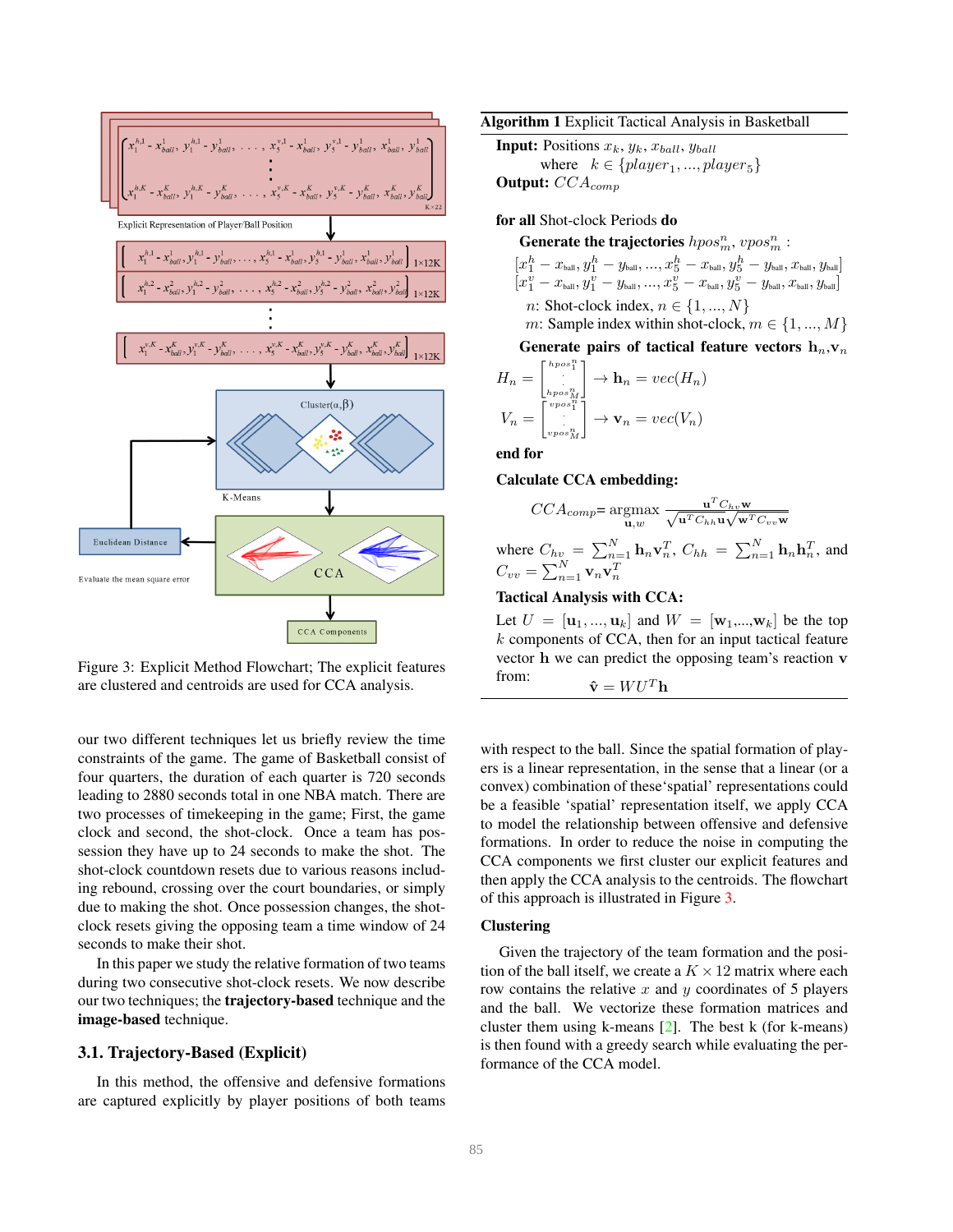Figure 3: Explicit Method Flowchart; The explicit features are clustered and centroids are used for CCA analysis.

our two different techniques let us briefly review the time constraints of the game. The game of Basketball consist of four quarters, the duration of each quarter is 720 seconds leading to 2880 seconds total in one NBA match. There are two processes of timekeeping in the game; First, the game clock and second, the shot-clock. Once a team has possession they have up to 24 seconds to make the shot. The shot-clock countdown resets due to various reasons including rebound, crossing over the court boundaries, or simply due to making the shot. Once possession changes, the shot-clock resets giving the opposing team a time window of 24 seconds to make their shot.

In this paper we study the relative formation of two teams during two consecutive shot-clock resets. We now describe our two techniques; the **trajectory-based** technique and the **image-based** technique.

## 3.1. Trajectory-Based (Explicit)

In this method, the offensive and defensive formations are captured explicitly by player positions of both teams with respect to the ball. Since the spatial formation of players is a linear representation, in the sense that a linear (or a convex) combination of these 'spatial' representations could be a feasible 'spatial' representation itself, we apply CCA to model the relationship between offensive and defensive formations. In order to reduce the noise in computing the CCA components we first cluster our explicit features and then apply the CCA analysis to the centroids. The flowchart of this approach is illustrated in Figure 3.

---

**Algorithm 1** Explicit Tactical Analysis in Basketball

**Input:** Positions $x_k, y_k, x_{ball}, y_{ball}$
 where $k \in \{player_1, ..., player_5\}$

**Output:** $CCA_{comp}$

**for all** Shot-clock Periods **do**

 **Generate the trajectories** $hpos_m^n$, $vpos_m^n$ :

 $[x_1^h - x_{ball}, y_1^h - y_{ball}, ..., x_5^h - x_{ball}, y_5^h - y_{ball}, x_{ball}, y_{ball}]$
 $[x_1^v - x_{ball}, y_1^v - y_{ball}, ..., x_5^v - x_{ball}, y_5^v - y_{ball}, x_{ball}, y_{ball}]$

 $n$: Shot-clock index, $n \in \{1, ..., N\}$
 $m$: Sample index within shot-clock, $m \in \{1, ..., M\}$

 **Generate pairs of tactical feature vectors** $\mathbf{h}_n$,$\mathbf{v}_n$

$$H_n = \begin{bmatrix} hpos_1^n \\ \vdots \\ hpos_M^n \end{bmatrix} \rightarrow \mathbf{h}_n = vec(H_n)$$

$$V_n = \begin{bmatrix} vpos_1^n \\ \vdots \\ vpos_M^n \end{bmatrix} \rightarrow \mathbf{v}_n = vec(V_n)$$

**end for**

**Calculate CCA embedding:**

$$CCA_{comp} = \underset{\mathbf{u},w}{\text{argmax}} \frac{\mathbf{u}^T C_{hv} \mathbf{w}}{\sqrt{\mathbf{u}^T C_{hh} \mathbf{u}} \sqrt{\mathbf{w}^T C_{vv} \mathbf{w}}}$$

where $C_{hv} = \sum_{n=1}^{N} \mathbf{h}_n \mathbf{v}_n^T$, $C_{hh} = \sum_{n=1}^{N} \mathbf{h}_n \mathbf{h}_n^T$, and $C_{vv} = \sum_{n=1}^{N} \mathbf{v}_n \mathbf{v}_n^T$

**Tactical Analysis with CCA:**

Let $U = [\mathbf{u}_1, ..., \mathbf{u}_k]$ and $W = [\mathbf{w}_1, ..., \mathbf{w}_k]$ be the top $k$ components of CCA, then for an input tactical feature vector $\mathbf{h}$ we can predict the opposing team's reaction $\mathbf{v}$ from:

$$\hat{\mathbf{v}} = WU^T\mathbf{h}$$

---

### Clustering

Given the trajectory of the team formation and the position of the ball itself, we create a $K \times 12$ matrix where each row contains the relative $x$ and $y$ coordinates of 5 players and the ball. We vectorize these formation matrices and cluster them using k-means [2]. The best k (for k-means) is then found with a greedy search while evaluating the performance of the CCA model.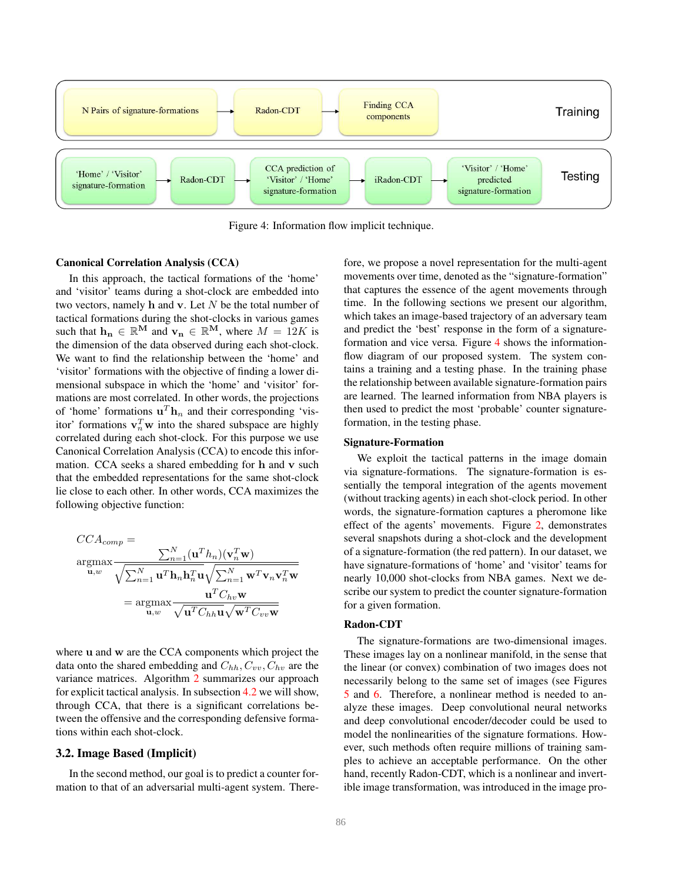**Training:** N Pairs of signature-formations → Radon-CDT → Finding CCA components

**Testing:** 'Home' / 'Visitor' signature-formation → Radon-CDT → CCA prediction of 'Visitor' / 'Home' signature-formation → iRadon-CDT → 'Visitor' / 'Home' predicted signature-formation

Figure 4: Information flow implicit technique.

### Canonical Correlation Analysis (CCA)

In this approach, the tactical formations of the 'home' and 'visitor' teams during a shot-clock are embedded into two vectors, namely $\mathbf{h}$ and $\mathbf{v}$. Let $N$ be the total number of tactical formations during the shot-clocks in various games such that $\mathbf{h_n} \in \mathbb{R}^{\mathbf{M}}$ and $\mathbf{v_n} \in \mathbb{R}^{\mathbf{M}}$, where $M = 12K$ is the dimension of the data observed during each shot-clock. We want to find the relationship between the 'home' and 'visitor' formations with the objective of finding a lower dimensional subspace in which the 'home' and 'visitor' formations are most correlated. In other words, the projections of 'home' formations $\mathbf{u}^T\mathbf{h}_n$ and their corresponding 'visitor' formations $\mathbf{v}_n^T\mathbf{w}$ into the shared subspace are highly correlated during each shot-clock. For this purpose we use Canonical Correlation Analysis (CCA) to encode this information. CCA seeks a shared embedding for $\mathbf{h}$ and $\mathbf{v}$ such that the embedded representations for the same shot-clock lie close to each other. In other words, CCA maximizes the following objective function:

$$
\begin{aligned}
&CCA_{comp} = \\
&\underset{\mathbf{u},w}{\text{argmax}} \frac{\sum_{n=1}^{N}(\mathbf{u}^T h_n)(\mathbf{v}_n^T \mathbf{w})}{\sqrt{\sum_{n=1}^{N}\mathbf{u}^T\mathbf{h}_n\mathbf{h}_n^T\mathbf{u}}\sqrt{\sum_{n=1}^{N}\mathbf{w}^T\mathbf{v}_n\mathbf{v}_n^T\mathbf{w}}} \\
&\qquad = \underset{\mathbf{u},w}{\text{argmax}} \frac{\mathbf{u}^T C_{hv}\mathbf{w}}{\sqrt{\mathbf{u}^T C_{hh}\mathbf{u}}\sqrt{\mathbf{w}^T C_{vv}\mathbf{w}}}
\end{aligned}
$$

where $\mathbf{u}$ and $\mathbf{w}$ are the CCA components which project the data onto the shared embedding and $C_{hh}, C_{vv}, C_{hv}$ are the variance matrices. Algorithm 2 summarizes our approach for explicit tactical analysis. In subsection 4.2 we will show, through CCA, that there is a significant correlations between the offensive and the corresponding defensive formations within each shot-clock.

## 3.2. Image Based (Implicit)

In the second method, our goal is to predict a counter formation to that of an adversarial multi-agent system. Therefore, we propose a novel representation for the multi-agent movements over time, denoted as the "signature-formation" that captures the essence of the agent movements through time. In the following sections we present our algorithm, which takes an image-based trajectory of an adversary team and predict the 'best' response in the form of a signature-formation and vice versa. Figure 4 shows the information-flow diagram of our proposed system. The system contains a training and a testing phase. In the training phase the relationship between available signature-formation pairs are learned. The learned information from NBA players is then used to predict the most 'probable' counter signature-formation, in the testing phase.

### Signature-Formation

We exploit the tactical patterns in the image domain via signature-formations. The signature-formation is essentially the temporal integration of the agents movement (without tracking agents) in each shot-clock period. In other words, the signature-formation captures a pheromone like effect of the agents' movements. Figure 2, demonstrates several snapshots during a shot-clock and the development of a signature-formation (the red pattern). In our dataset, we have signature-formations of 'home' and 'visitor' teams for nearly 10,000 shot-clocks from NBA games. Next we describe our system to predict the counter signature-formation for a given formation.

### Radon-CDT

The signature-formations are two-dimensional images. These images lay on a nonlinear manifold, in the sense that the linear (or convex) combination of two images does not necessarily belong to the same set of images (see Figures 5 and 6. Therefore, a nonlinear method is needed to analyze these images. Deep convolutional neural networks and deep convolutional encoder/decoder could be used to model the nonlinearities of the signature formations. However, such methods often require millions of training samples to achieve an acceptable performance. On the other hand, recently Radon-CDT, which is a nonlinear and invertible image transformation, was introduced in the image pro-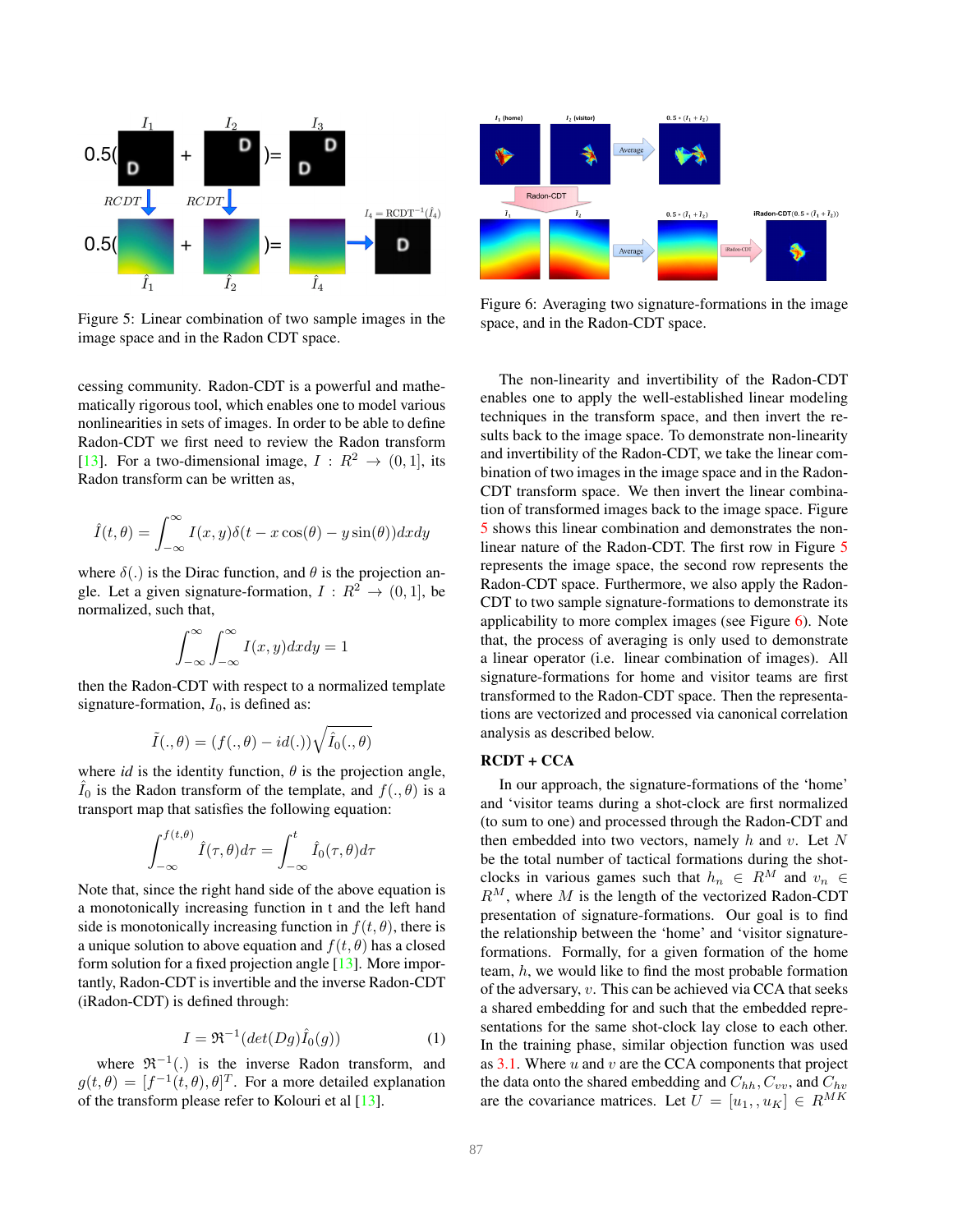Figure 5: Linear combination of two sample images in the image space and in the Radon CDT space.

Figure 6: Averaging two signature-formations in the image space, and in the Radon-CDT space.

cessing community. Radon-CDT is a powerful and mathematically rigorous tool, which enables one to model various nonlinearities in sets of images. In order to be able to define Radon-CDT we first need to review the Radon transform [13]. For a two-dimensional image, $I : R^2 \rightarrow (0, 1]$, its Radon transform can be written as,

$$\hat{I}(t, \theta) = \int_{-\infty}^{\infty} I(x, y)\delta(t - x\cos(\theta) - y\sin(\theta))dxdy$$

where $\delta(.)$ is the Dirac function, and $\theta$ is the projection angle. Let a given signature-formation, $I : R^2 \rightarrow (0, 1]$, be normalized, such that,

$$\int_{-\infty}^{\infty}\int_{-\infty}^{\infty} I(x, y)dxdy = 1$$

then the Radon-CDT with respect to a normalized template signature-formation, $I_0$, is defined as:

$$\tilde{I}(., \theta) = (f(., \theta) - id(.))\sqrt{\hat{I}_0(., \theta)}$$

where *id* is the identity function, $\theta$ is the projection angle, $\hat{I}_0$ is the Radon transform of the template, and $f(., \theta)$ is a transport map that satisfies the following equation:

$$\int_{-\infty}^{f(t,\theta)} \hat{I}(\tau, \theta)d\tau = \int_{-\infty}^{t} \hat{I}_0(\tau, \theta)d\tau$$

Note that, since the right hand side of the above equation is a monotonically increasing function in t and the left hand side is monotonically increasing function in $f(t, \theta)$, there is a unique solution to above equation and $f(t, \theta)$ has a closed form solution for a fixed projection angle [13]. More importantly, Radon-CDT is invertible and the inverse Radon-CDT (iRadon-CDT) is defined through:

$$I = \mathfrak{R}^{-1}(det(Dg)\hat{I}_0(g)) \tag{1}$$

where $\mathfrak{R}^{-1}(.)$ is the inverse Radon transform, and $g(t, \theta) = [f^{-1}(t, \theta), \theta]^T$. For a more detailed explanation of the transform please refer to Kolouri et al [13].

The non-linearity and invertibility of the Radon-CDT enables one to apply the well-established linear modeling techniques in the transform space, and then invert the results back to the image space. To demonstrate non-linearity and invertibility of the Radon-CDT, we take the linear combination of two images in the image space and in the Radon-CDT transform space. We then invert the linear combination of transformed images back to the image space. Figure 5 shows this linear combination and demonstrates the nonlinear nature of the Radon-CDT. The first row in Figure 5 represents the image space, the second row represents the Radon-CDT space. Furthermore, we also apply the Radon-CDT to two signature-formations to demonstrate its applicability to more complex images (see Figure 6). Note that, the process of averaging is only used to demonstrate a linear operator (i.e. linear combination of images). All signature-formations for home and visitor teams are first transformed to the Radon-CDT space. Then the representations are vectorized and processed via canonical correlation analysis as described below.

### RCDT + CCA

In our approach, the signature-formations of the 'home' and 'visitor teams during a shot-clock are first normalized (to sum to one) and processed through the Radon-CDT and then embedded into two vectors, namely $h$ and $v$. Let $N$ be the total number of tactical formations during the shot-clocks in various games such that $h_n \in R^M$ and $v_n \in R^M$, where $M$ is the length of the vectorized Radon-CDT presentation of signature-formations. Our goal is to find the relationship between the 'home' and 'visitor signature-formations. Formally, for a given formation of the home team, $h$, we would like to find the most probable formation of the adversary, $v$. This can be achieved via CCA that seeks a shared embedding for and such that the embedded representations for the same shot-clock lay close to each other. In the training phase, similar objection function was used as 3.1. Where $u$ and $v$ are the CCA components that project the data onto the shared embedding and $C_{hh}, C_{vv}$, and $C_{hv}$ are the covariance matrices. Let $U = [u_1, , u_K] \in R^{MK}$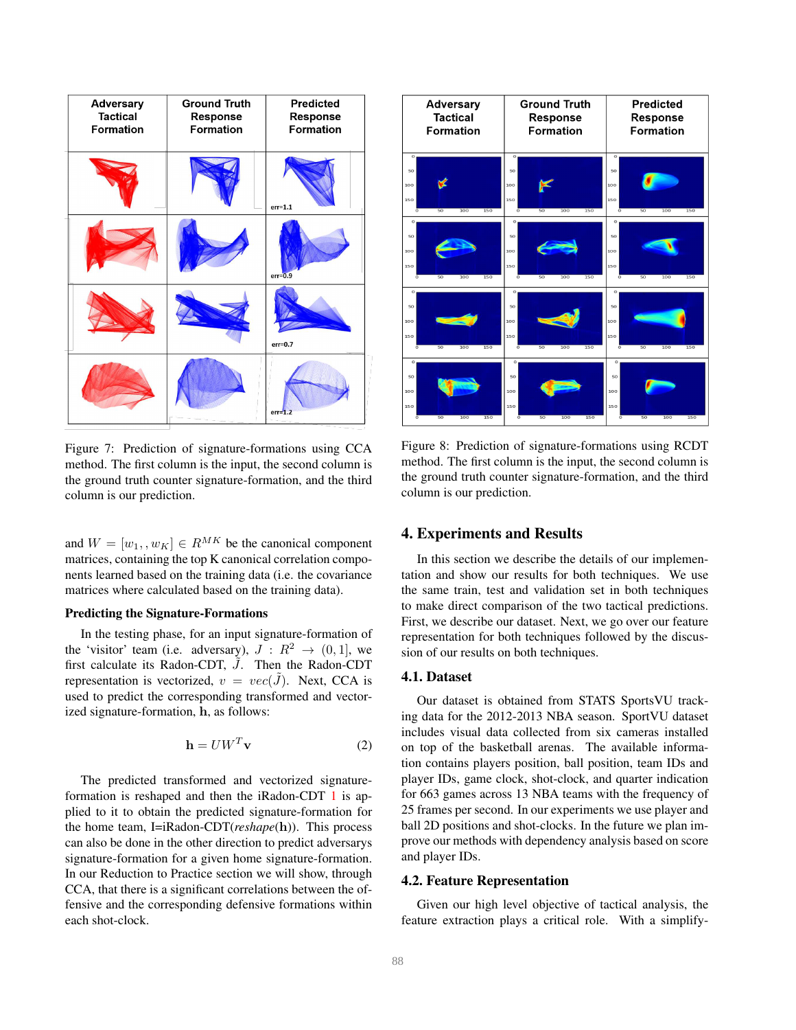Figure 7: Prediction of signature-formations using CCA method. The first column is the input, the second column is the ground truth counter signature-formation, and the third column is our prediction.

Figure 8: Prediction of signature-formations using RCDT method. The first column is the input, the second column is the ground truth counter signature-formation, and the third column is our prediction.

and $W = [w_1, , w_K] \in R^{MK}$ be the canonical component matrices, containing the top K canonical correlation components learned based on the training data (i.e. the covariance matrices where calculated based on the training data).

**Predicting the Signature-Formations**

In the testing phase, for an input signature-formation of the 'visitor' team (i.e. adversary), $J : R^2 \rightarrow (0, 1]$, we first calculate its Radon-CDT, $\tilde{J}$. Then the Radon-CDT representation is vectorized, $v = vec(\tilde{J})$. Next, CCA is used to predict the corresponding transformed and vectorized signature-formation, $\mathbf{h}$, as follows:

$$\mathbf{h} = UW^T\mathbf{v} \tag{2}$$

The predicted transformed and vectorized signature-formation is reshaped and then the iRadon-CDT 1 is applied to it to obtain the predicted signature-formation for the home team, I=iRadon-CDT(*reshape*($\mathbf{h}$)). This process can also be done in the other direction to predict adversarys signature-formation for a given home signature-formation. In our Reduction to Practice section we will show, through CCA, that there is a significant correlations between the offensive and the corresponding defensive formations within each shot-clock.

## 4. Experiments and Results

In this section we describe the details of our implementation and show our results for both techniques. We use the same train, test and validation set in both techniques to make direct comparison of the two tactical predictions. First, we describe our dataset. Next, we go over our feature representation for both techniques followed by the discussion of our results on both techniques.

### 4.1. Dataset

Our dataset is obtained from STATS SportsVU tracking data for the 2012-2013 NBA season. SportVU dataset includes visual data collected from six cameras installed on top of the basketball arenas. The available information contains players position, ball position, team IDs and player IDs, game clock, shot-clock, and quarter indication for 663 games across 13 NBA teams with the frequency of 25 frames per second. In our experiments we use player and ball 2D positions and shot-clocks. In the future we plan improve our methods with dependency analysis based on score and player IDs.

### 4.2. Feature Representation

Given our high level objective of tactical analysis, the feature extraction plays a critical role. With a simplify-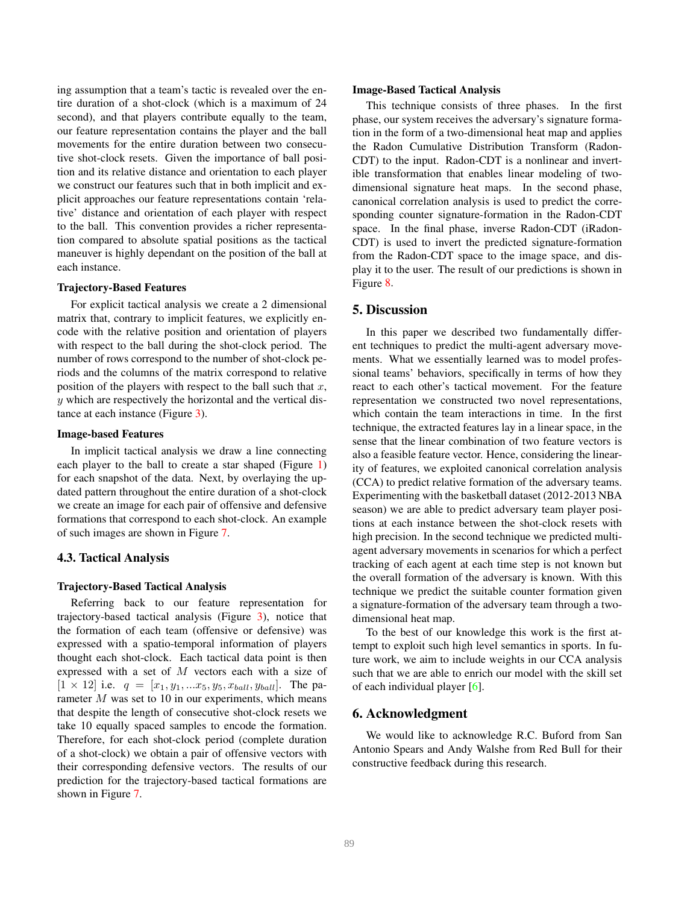ing assumption that a team's tactic is revealed over the entire duration of a shot-clock (which is a maximum of 24 second), and that players contribute equally to the team, our feature representation contains the player and the ball movements for the entire duration between two consecutive shot-clock resets. Given the importance of ball position and its relative distance and orientation to each player we construct our features such that in both implicit and explicit approaches our feature representations contain 'relative' distance and orientation of each player with respect to the ball. This convention provides a richer representation compared to absolute spatial positions as the tactical maneuver is highly dependant on the position of the ball at each instance.

**Trajectory-Based Features**

For explicit tactical analysis we create a 2 dimensional matrix that, contrary to implicit features, we explicitly encode with the relative position and orientation of players with respect to the ball during the shot-clock period. The number of rows correspond to the number of shot-clock periods and the columns of the matrix correspond to relative position of the players with respect to the ball such that $x$, $y$ which are respectively the horizontal and the vertical distance at each instance (Figure 3).

**Image-based Features**

In implicit tactical analysis we draw a line connecting each player to the ball to create a star shaped (Figure 1) for each snapshot of the data. Next, by overlaying the updated pattern throughout the entire duration of a shot-clock we create an image for each pair of offensive and defensive formations that correspond to each shot-clock. An example of such images are shown in Figure 7.

### 4.3. Tactical Analysis

**Trajectory-Based Tactical Analysis**

Referring back to our feature representation for trajectory-based tactical analysis (Figure 3), notice that the formation of each team (offensive or defensive) was expressed with a spatio-temporal information of players thought each shot-clock. Each tactical data point is then expressed with a set of $M$ vectors each with a size of $[1 \times 12]$ i.e. $q = [x_1, y_1, ...x_5, y_5, x_{ball}, y_{ball}]$. The parameter $M$ was set to 10 in our experiments, which means that despite the length of consecutive shot-clock resets we take 10 equally spaced samples to encode the formation. Therefore, for each shot-clock period (complete duration of a shot-clock) we obtain a pair of offensive vectors with their corresponding defensive vectors. The results of our prediction for the trajectory-based tactical formations are shown in Figure 7.

**Image-Based Tactical Analysis**

This technique consists of three phases. In the first phase, our system receives the adversary's signature formation in the form of a two-dimensional heat map and applies the Radon Cumulative Distribution Transform (Radon-CDT) to the input. Radon-CDT is a nonlinear and invertible transformation that enables linear modeling of two-dimensional signature heat maps. In the second phase, canonical correlation analysis is used to predict the corresponding counter signature-formation in the Radon-CDT space. In the final phase, inverse Radon-CDT (iRadon-CDT) is used to invert the predicted signature-formation from the Radon-CDT space to the image space, and display it to the user. The result of our predictions is shown in Figure 8.

## 5. Discussion

In this paper we described two fundamentally different techniques to predict the multi-agent adversary movements. What we essentially learned was to model professional teams' behaviors, specifically in terms of how they react to each other's tactical movement. For the feature representation we constructed two novel representations, which contain the team interactions in time. In the first technique, the extracted features lay in a linear space, in the sense that the linear combination of two feature vectors is also a feasible feature vector. Hence, considering the linearity of features, we exploited canonical correlation analysis (CCA) to predict relative formation of the adversary teams. Experimenting with the basketball dataset (2012-2013 NBA season) we are able to predict adversary team player positions at each instance between the shot-clock resets with high precision. In the second technique we predicted multi-agent adversary movements in scenarios for which a perfect tracking of each agent at each time step is not known but the overall formation of the adversary is known. With this technique we predict the suitable counter formation given a signature-formation of the adversary team through a two-dimensional heat map.

To the best of our knowledge this work is the first attempt to exploit such high level semantics in sports. In future work, we aim to include weights in our CCA analysis such that we are able to enrich our model with the skill set of each individual player [6].

## 6. Acknowledgment

We would like to acknowledge R.C. Buford from San Antonio Spears and Andy Walshe from Red Bull for their constructive feedback during this research.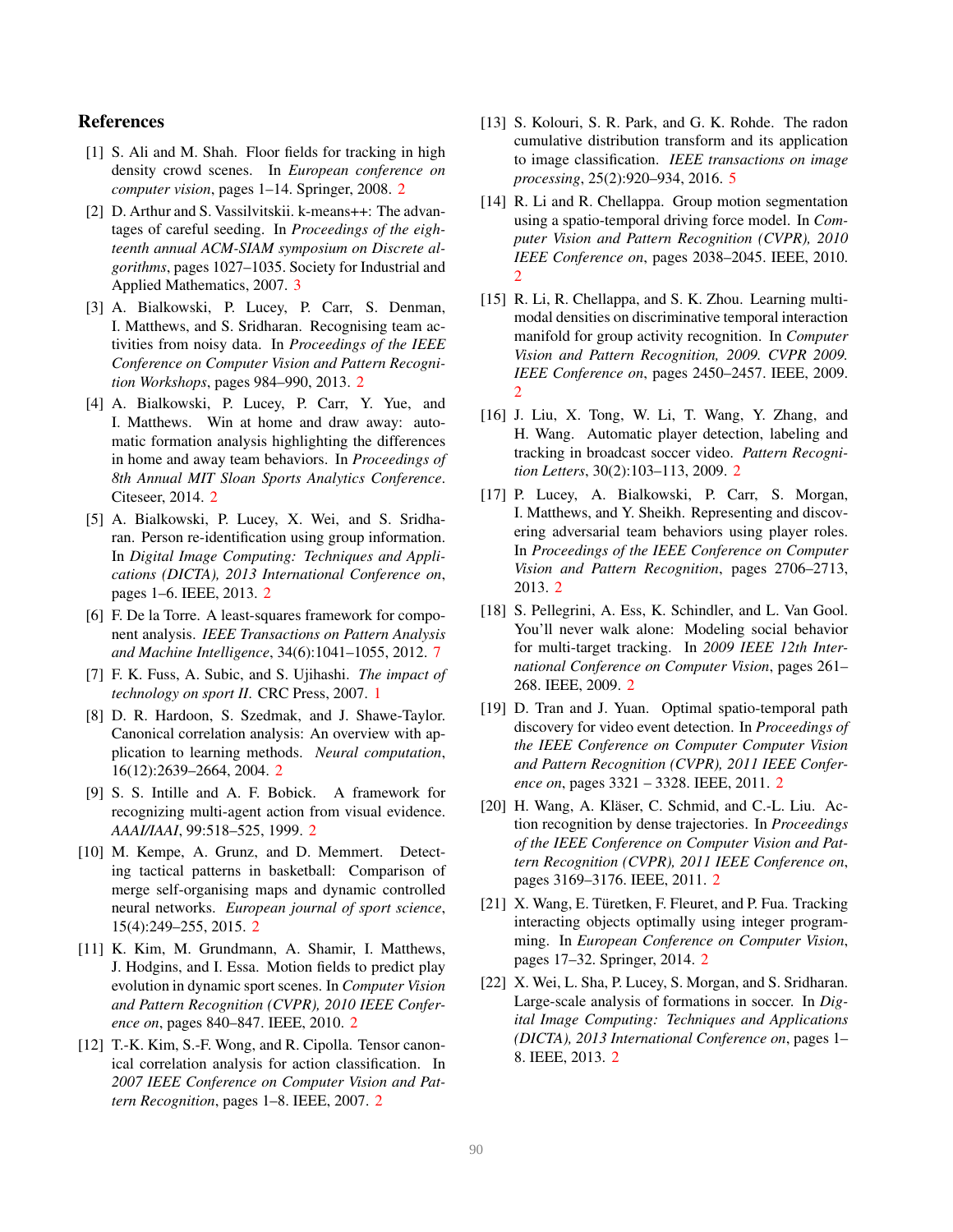## References

[1] S. Ali and M. Shah. Floor fields for tracking in high density crowd scenes. In *European conference on computer vision*, pages 1–14. Springer, 2008. 2

[2] D. Arthur and S. Vassilvitskii. k-means++: The advantages of careful seeding. In *Proceedings of the eighteenth annual ACM-SIAM symposium on Discrete algorithms*, pages 1027–1035. Society for Industrial and Applied Mathematics, 2007. 3

[3] A. Bialkowski, P. Lucey, P. Carr, S. Denman, I. Matthews, and S. Sridharan. Recognising team activities from noisy data. In *Proceedings of the IEEE Conference on Computer Vision and Pattern Recognition Workshops*, pages 984–990, 2013. 2

[4] A. Bialkowski, P. Lucey, P. Carr, Y. Yue, and I. Matthews. Win at home and draw away: automatic formation analysis highlighting the differences in home and away team behaviors. In *Proceedings of 8th Annual MIT Sloan Sports Analytics Conference*. Citeseer, 2014. 2

[5] A. Bialkowski, P. Lucey, X. Wei, and S. Sridharan. Person re-identification using group information. In *Digital Image Computing: Techniques and Applications (DICTA), 2013 International Conference on*, pages 1–6. IEEE, 2013. 2

[6] F. De la Torre. A least-squares framework for component analysis. *IEEE Transactions on Pattern Analysis and Machine Intelligence*, 34(6):1041–1055, 2012. 7

[7] F. K. Fuss, A. Subic, and S. Ujihashi. *The impact of technology on sport II*. CRC Press, 2007. 1

[8] D. R. Hardoon, S. Szedmak, and J. Shawe-Taylor. Canonical correlation analysis: An overview with application to learning methods. *Neural computation*, 16(12):2639–2664, 2004. 2

[9] S. S. Intille and A. F. Bobick. A framework for recognizing multi-agent action from visual evidence. *AAAI/IAAI*, 99:518–525, 1999. 2

[10] M. Kempe, A. Grunz, and D. Memmert. Detecting tactical patterns in basketball: Comparison of merge self-organising maps and dynamic controlled neural networks. *European journal of sport science*, 15(4):249–255, 2015. 2

[11] K. Kim, M. Grundmann, A. Shamir, I. Matthews, J. Hodgins, and I. Essa. Motion fields to predict play evolution in dynamic sport scenes. In *Computer Vision and Pattern Recognition (CVPR), 2010 IEEE Conference on*, pages 840–847. IEEE, 2010. 2

[12] T.-K. Kim, S.-F. Wong, and R. Cipolla. Tensor canonical correlation analysis for action classification. In *2007 IEEE Conference on Computer Vision and Pattern Recognition*, pages 1–8. IEEE, 2007. 2

[13] S. Kolouri, S. R. Park, and G. K. Rohde. The radon cumulative distribution transform and its application to image classification. *IEEE transactions on image processing*, 25(2):920–934, 2016. 5

[14] R. Li and R. Chellappa. Group motion segmentation using a spatio-temporal driving force model. In *Computer Vision and Pattern Recognition (CVPR), 2010 IEEE Conference on*, pages 2038–2045. IEEE, 2010. 2

[15] R. Li, R. Chellappa, and S. K. Zhou. Learning multi-modal densities on discriminative temporal interaction manifold for group activity recognition. In *Computer Vision and Pattern Recognition, 2009. CVPR 2009. IEEE Conference on*, pages 2450–2457. IEEE, 2009. 2

[16] J. Liu, X. Tong, W. Li, T. Wang, Y. Zhang, and H. Wang. Automatic player detection, labeling and tracking in broadcast soccer video. *Pattern Recognition Letters*, 30(2):103–113, 2009. 2

[17] P. Lucey, A. Bialkowski, P. Carr, S. Morgan, I. Matthews, and Y. Sheikh. Representing and discovering adversarial team behaviors using player roles. In *Proceedings of the IEEE Conference on Computer Vision and Pattern Recognition*, pages 2706–2713, 2013. 2

[18] S. Pellegrini, A. Ess, K. Schindler, and L. Van Gool. You'll never walk alone: Modeling social behavior for multi-target tracking. In *2009 IEEE 12th International Conference on Computer Vision*, pages 261–268. IEEE, 2009. 2

[19] D. Tran and J. Yuan. Optimal spatio-temporal path discovery for video event detection. In *Proceedings of the IEEE Conference on Computer Computer Vision and Pattern Recognition (CVPR), 2011 IEEE Conference on*, pages 3321 – 3328. IEEE, 2011. 2

[20] H. Wang, A. Kläser, C. Schmid, and C.-L. Liu. Action recognition by dense trajectories. In *Proceedings of the IEEE Conference on Computer Vision and Pattern Recognition (CVPR), 2011 IEEE Conference on*, pages 3169–3176. IEEE, 2011. 2

[21] X. Wang, E. Türetken, F. Fleuret, and P. Fua. Tracking interacting objects optimally using integer programming. In *European Conference on Computer Vision*, pages 17–32. Springer, 2014. 2

[22] X. Wei, L. Sha, P. Lucey, S. Morgan, and S. Sridharan. Large-scale analysis of formations in soccer. In *Digital Image Computing: Techniques and Applications (DICTA), 2013 International Conference on*, pages 1–8. IEEE, 2013. 2